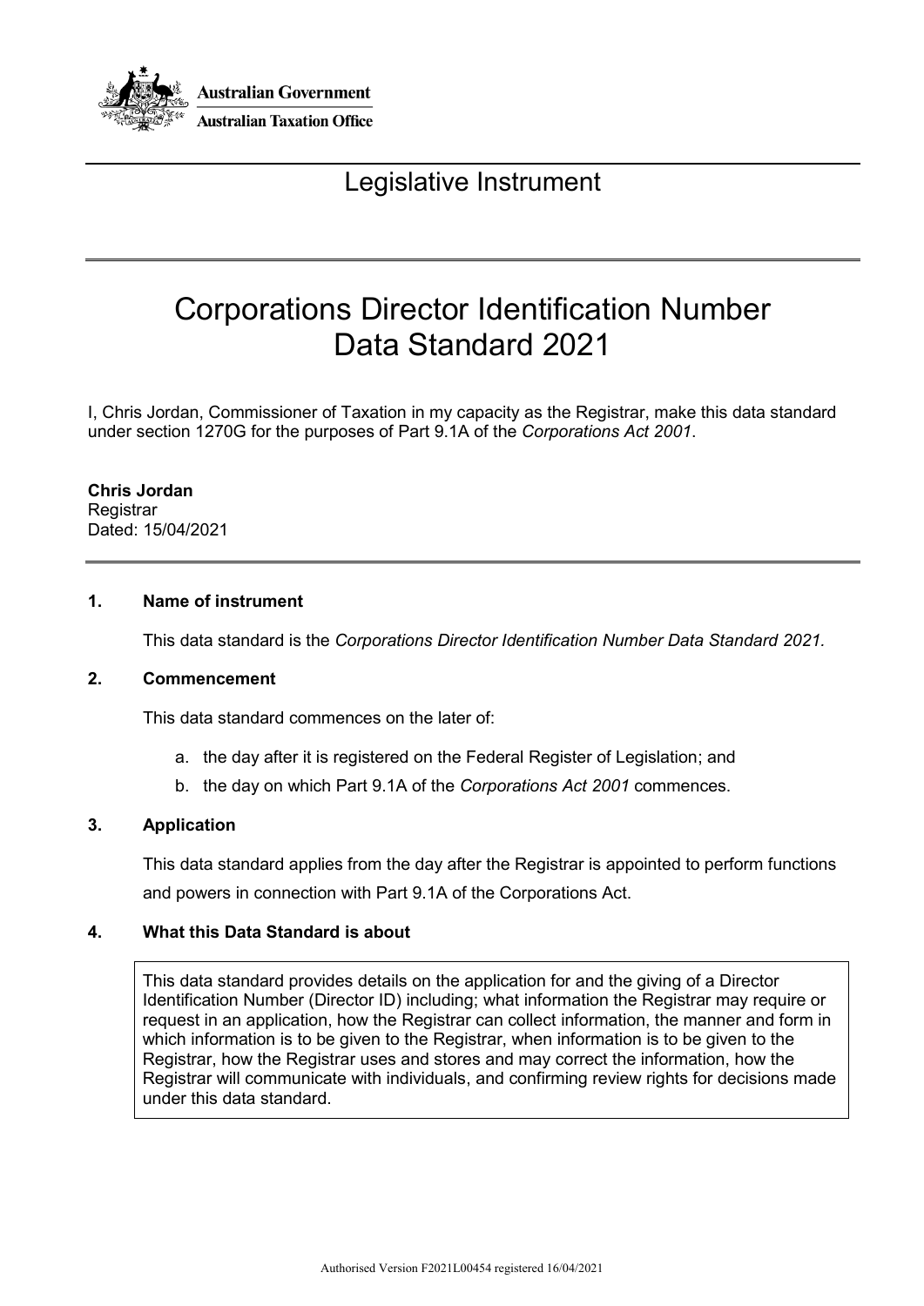Australian Government

Australian Taxation Office

## Legislative Instrument

# Corporations Director Identification Number Data Standard 2021

I, Chris Jordan, Commissioner of Taxation in my capacity as the Registrar, make this data standard under section 1270G for the purposes of Part 9.1A of the *Corporations Act 2001*.

**Chris Jordan**
Registrar
Dated: 15/04/2021

### 1. Name of instrument

This data standard is the *Corporations Director Identification Number Data Standard 2021.*

### 2. Commencement

This data standard commences on the later of:

a. the day after it is registered on the Federal Register of Legislation; and
b. the day on which Part 9.1A of the *Corporations Act 2001* commences.

### 3. Application

This data standard applies from the day after the Registrar is appointed to perform functions and powers in connection with Part 9.1A of the Corporations Act.

### 4. What this Data Standard is about

This data standard provides details on the application for and the giving of a Director Identification Number (Director ID) including; what information the Registrar may require or request in an application, how the Registrar can collect information, the manner and form in which information is to be given to the Registrar, when information is to be given to the Registrar, how the Registrar uses and stores and may correct the information, how the Registrar will communicate with individuals, and confirming review rights for decisions made under this data standard.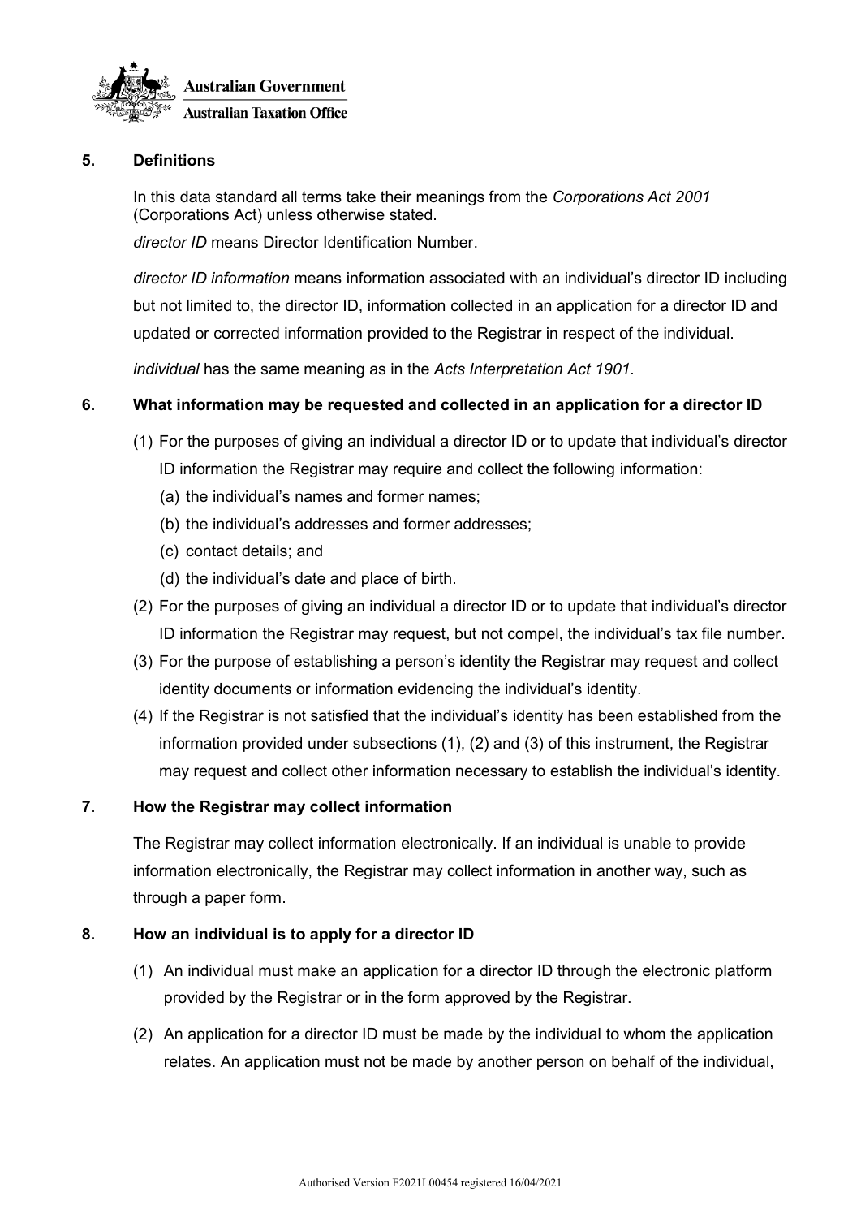## 5. Definitions

In this data standard all terms take their meanings from the *Corporations Act 2001* (Corporations Act) unless otherwise stated.

*director ID* means Director Identification Number.

*director ID information* means information associated with an individual's director ID including but not limited to, the director ID, information collected in an application for a director ID and updated or corrected information provided to the Registrar in respect of the individual.

*individual* has the same meaning as in the *Acts Interpretation Act 1901*.

## 6. What information may be requested and collected in an application for a director ID

(1) For the purposes of giving an individual a director ID or to update that individual's director ID information the Registrar may require and collect the following information:

  (a) the individual's names and former names;

  (b) the individual's addresses and former addresses;

  (c) contact details; and

  (d) the individual's date and place of birth.

(2) For the purposes of giving an individual a director ID or to update that individual's director ID information the Registrar may request, but not compel, the individual's tax file number.

(3) For the purpose of establishing a person's identity the Registrar may request and collect identity documents or information evidencing the individual's identity.

(4) If the Registrar is not satisfied that the individual's identity has been established from the information provided under subsections (1), (2) and (3) of this instrument, the Registrar may request and collect other information necessary to establish the individual's identity.

## 7. How the Registrar may collect information

The Registrar may collect information electronically. If an individual is unable to provide information electronically, the Registrar may collect information in another way, such as through a paper form.

## 8. How an individual is to apply for a director ID

(1) An individual must make an application for a director ID through the electronic platform provided by the Registrar or in the form approved by the Registrar.

(2) An application for a director ID must be made by the individual to whom the application relates. An application must not be made by another person on behalf of the individual,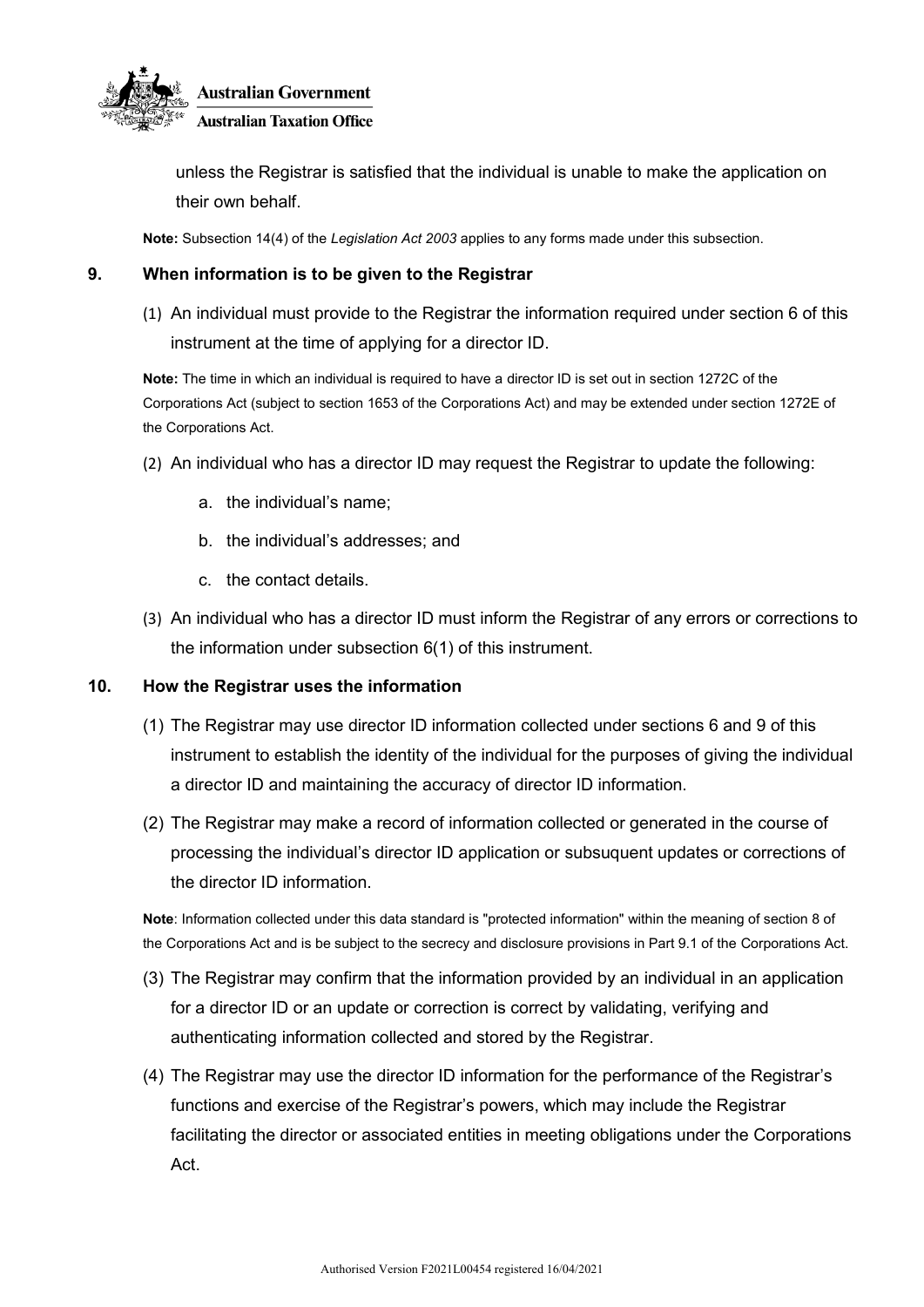unless the Registrar is satisfied that the individual is unable to make the application on their own behalf.

**Note:** Subsection 14(4) of the *Legislation Act 2003* applies to any forms made under this subsection.

## 9. When information is to be given to the Registrar

(1) An individual must provide to the Registrar the information required under section 6 of this instrument at the time of applying for a director ID.

**Note:** The time in which an individual is required to have a director ID is set out in section 1272C of the Corporations Act (subject to section 1653 of the Corporations Act) and may be extended under section 1272E of the Corporations Act.

(2) An individual who has a director ID may request the Registrar to update the following:

   a. the individual's name;

   b. the individual's addresses; and

   c. the contact details.

(3) An individual who has a director ID must inform the Registrar of any errors or corrections to the information under subsection 6(1) of this instrument.

## 10. How the Registrar uses the information

(1) The Registrar may use director ID information collected under sections 6 and 9 of this instrument to establish the identity of the individual for the purposes of giving the individual a director ID and maintaining the accuracy of director ID information.

(2) The Registrar may make a record of information collected or generated in the course of processing the individual's director ID application or subsuquent updates or corrections of the director ID information.

**Note**: Information collected under this data standard is "protected information" within the meaning of section 8 of the Corporations Act and is be subject to the secrecy and disclosure provisions in Part 9.1 of the Corporations Act.

(3) The Registrar may confirm that the information provided by an individual in an application for a director ID or an update or correction is correct by validating, verifying and authenticating information collected and stored by the Registrar.

(4) The Registrar may use the director ID information for the performance of the Registrar's functions and exercise of the Registrar's powers, which may include the Registrar facilitating the director or associated entities in meeting obligations under the Corporations Act.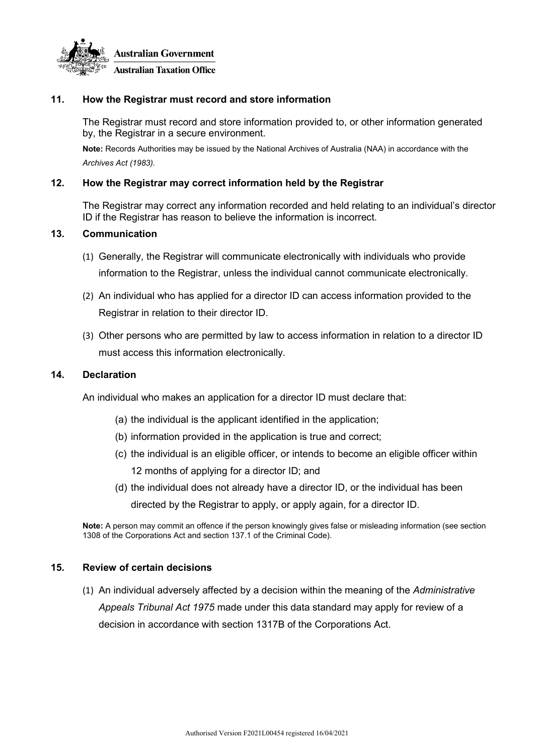### 11. How the Registrar must record and store information

The Registrar must record and store information provided to, or other information generated by, the Registrar in a secure environment.

**Note:** Records Authorities may be issued by the National Archives of Australia (NAA) in accordance with the *Archives Act (1983).*

### 12. How the Registrar may correct information held by the Registrar

The Registrar may correct any information recorded and held relating to an individual's director ID if the Registrar has reason to believe the information is incorrect.

### 13. Communication

(1) Generally, the Registrar will communicate electronically with individuals who provide information to the Registrar, unless the individual cannot communicate electronically.

(2) An individual who has applied for a director ID can access information provided to the Registrar in relation to their director ID.

(3) Other persons who are permitted by law to access information in relation to a director ID must access this information electronically.

### 14. Declaration

An individual who makes an application for a director ID must declare that:

(a) the individual is the applicant identified in the application;

(b) information provided in the application is true and correct;

(c) the individual is an eligible officer, or intends to become an eligible officer within 12 months of applying for a director ID; and

(d) the individual does not already have a director ID, or the individual has been directed by the Registrar to apply, or apply again, for a director ID.

**Note:** A person may commit an offence if the person knowingly gives false or misleading information (see section 1308 of the Corporations Act and section 137.1 of the Criminal Code).

### 15. Review of certain decisions

(1) An individual adversely affected by a decision within the meaning of the *Administrative Appeals Tribunal Act 1975* made under this data standard may apply for review of a decision in accordance with section 1317B of the Corporations Act.